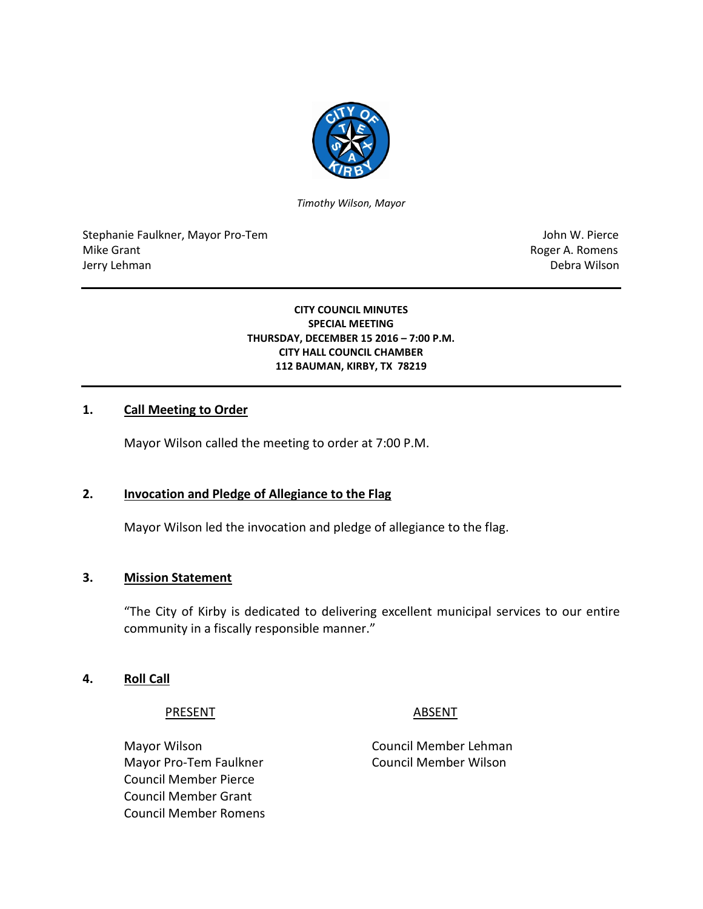*Timothy Wilson, Mayor*

| | |
|---|---|
| Stephanie Faulkner, Mayor Pro-Tem | John W. Pierce |
| Mike Grant | Roger A. Romens |
| Jerry Lehman | Debra Wilson |

**CITY COUNCIL MINUTES**
**SPECIAL MEETING**
**THURSDAY, DECEMBER 15 2016 – 7:00 P.M.**
**CITY HALL COUNCIL CHAMBER**
**112 BAUMAN, KIRBY, TX 78219**

## 1. Call Meeting to Order

Mayor Wilson called the meeting to order at 7:00 P.M.

## 2. Invocation and Pledge of Allegiance to the Flag

Mayor Wilson led the invocation and pledge of allegiance to the flag.

## 3. Mission Statement

"The City of Kirby is dedicated to delivering excellent municipal services to our entire community in a fiscally responsible manner."

## 4. Roll Call

| PRESENT | ABSENT |
|---|---|
| Mayor Wilson | Council Member Lehman |
| Mayor Pro-Tem Faulkner | Council Member Wilson |
| Council Member Pierce | |
| Council Member Grant | |
| Council Member Romens | |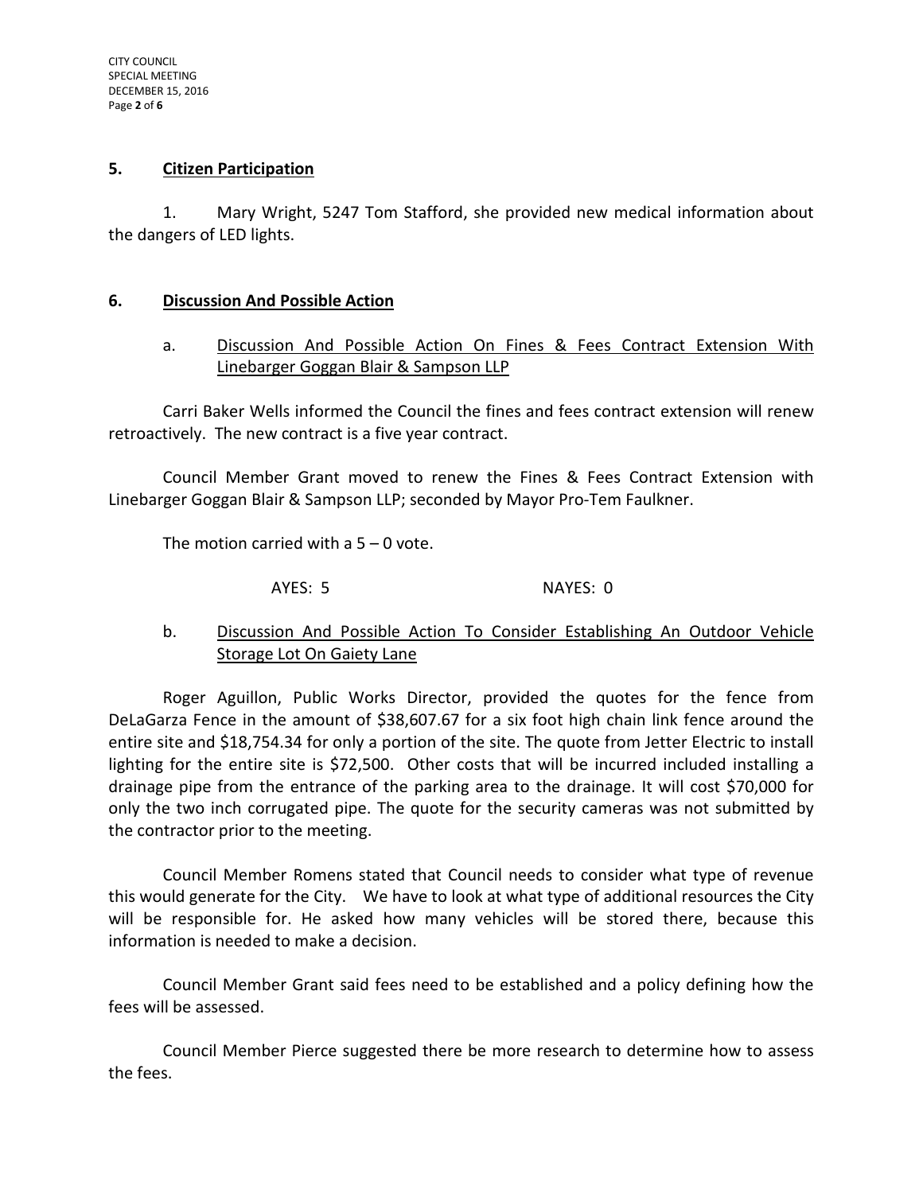## 5. Citizen Participation

1. Mary Wright, 5247 Tom Stafford, she provided new medical information about the dangers of LED lights.

## 6. Discussion And Possible Action

### a. Discussion And Possible Action On Fines & Fees Contract Extension With Linebarger Goggan Blair & Sampson LLP

Carri Baker Wells informed the Council the fines and fees contract extension will renew retroactively. The new contract is a five year contract.

Council Member Grant moved to renew the Fines & Fees Contract Extension with Linebarger Goggan Blair & Sampson LLP; seconded by Mayor Pro-Tem Faulkner.

The motion carried with a 5 – 0 vote.

AYES: 5 NAYES: 0

### b. Discussion And Possible Action To Consider Establishing An Outdoor Vehicle Storage Lot On Gaiety Lane

Roger Aguillon, Public Works Director, provided the quotes for the fence from DeLaGarza Fence in the amount of $38,607.67 for a six foot high chain link fence around the entire site and $18,754.34 for only a portion of the site. The quote from Jetter Electric to install lighting for the entire site is $72,500. Other costs that will be incurred included installing a drainage pipe from the entrance of the parking area to the drainage. It will cost $70,000 for only the two inch corrugated pipe. The quote for the security cameras was not submitted by the contractor prior to the meeting.

Council Member Romens stated that Council needs to consider what type of revenue this would generate for the City. We have to look at what type of additional resources the City will be responsible for. He asked how many vehicles will be stored there, because this information is needed to make a decision.

Council Member Grant said fees need to be established and a policy defining how the fees will be assessed.

Council Member Pierce suggested there be more research to determine how to assess the fees.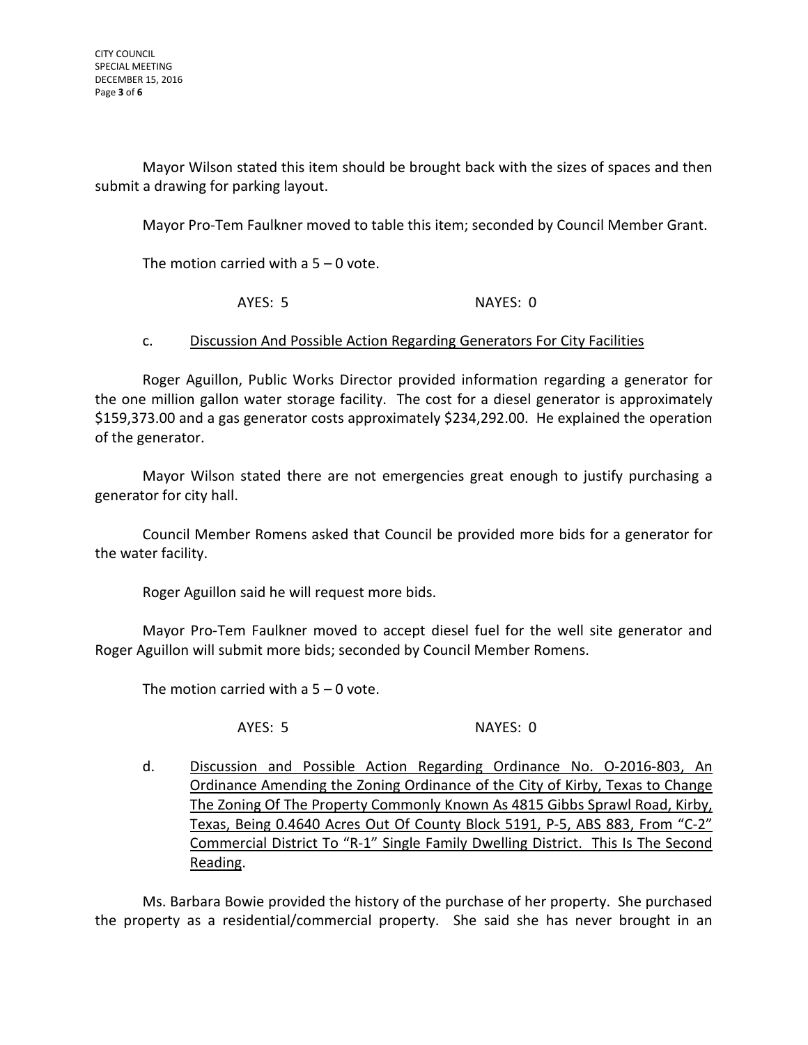Mayor Wilson stated this item should be brought back with the sizes of spaces and then submit a drawing for parking layout.

Mayor Pro-Tem Faulkner moved to table this item; seconded by Council Member Grant.

The motion carried with a 5 – 0 vote.

AYES: 5 NAYES: 0

c. <u>Discussion And Possible Action Regarding Generators For City Facilities</u>

Roger Aguillon, Public Works Director provided information regarding a generator for the one million gallon water storage facility. The cost for a diesel generator is approximately $159,373.00 and a gas generator costs approximately $234,292.00. He explained the operation of the generator.

Mayor Wilson stated there are not emergencies great enough to justify purchasing a generator for city hall.

Council Member Romens asked that Council be provided more bids for a generator for the water facility.

Roger Aguillon said he will request more bids.

Mayor Pro-Tem Faulkner moved to accept diesel fuel for the well site generator and Roger Aguillon will submit more bids; seconded by Council Member Romens.

The motion carried with a 5 – 0 vote.

AYES: 5 NAYES: 0

d. <u>Discussion and Possible Action Regarding Ordinance No. O-2016-803, An Ordinance Amending the Zoning Ordinance of the City of Kirby, Texas to Change The Zoning Of The Property Commonly Known As 4815 Gibbs Sprawl Road, Kirby, Texas, Being 0.4640 Acres Out Of County Block 5191, P-5, ABS 883, From "C-2" Commercial District To "R-1" Single Family Dwelling District. This Is The Second Reading</u>.

Ms. Barbara Bowie provided the history of the purchase of her property. She purchased the property as a residential/commercial property. She said she has never brought in an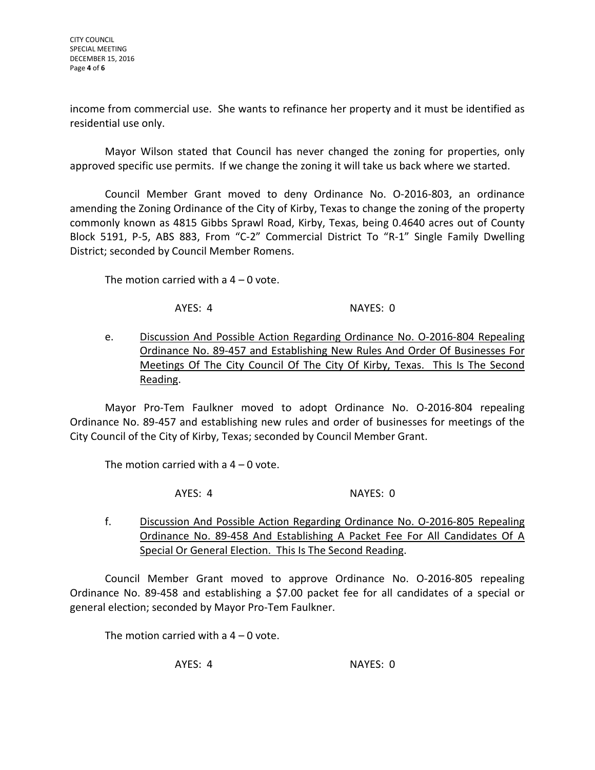income from commercial use. She wants to refinance her property and it must be identified as residential use only.

Mayor Wilson stated that Council has never changed the zoning for properties, only approved specific use permits. If we change the zoning it will take us back where we started.

Council Member Grant moved to deny Ordinance No. O-2016-803, an ordinance amending the Zoning Ordinance of the City of Kirby, Texas to change the zoning of the property commonly known as 4815 Gibbs Sprawl Road, Kirby, Texas, being 0.4640 acres out of County Block 5191, P-5, ABS 883, From "C-2" Commercial District To "R-1" Single Family Dwelling District; seconded by Council Member Romens.

The motion carried with a 4 – 0 vote.

AYES: 4 NAYES: 0

e. Discussion And Possible Action Regarding Ordinance No. O-2016-804 Repealing Ordinance No. 89-457 and Establishing New Rules And Order Of Businesses For Meetings Of The City Council Of The City Of Kirby, Texas. This Is The Second Reading.

Mayor Pro-Tem Faulkner moved to adopt Ordinance No. O-2016-804 repealing Ordinance No. 89-457 and establishing new rules and order of businesses for meetings of the City Council of the City of Kirby, Texas; seconded by Council Member Grant.

The motion carried with a 4 – 0 vote.

AYES: 4 NAYES: 0

f. Discussion And Possible Action Regarding Ordinance No. O-2016-805 Repealing Ordinance No. 89-458 And Establishing A Packet Fee For All Candidates Of A Special Or General Election. This Is The Second Reading.

Council Member Grant moved to approve Ordinance No. O-2016-805 repealing Ordinance No. 89-458 and establishing a $7.00 packet fee for all candidates of a special or general election; seconded by Mayor Pro-Tem Faulkner.

The motion carried with a 4 – 0 vote.

AYES: 4 NAYES: 0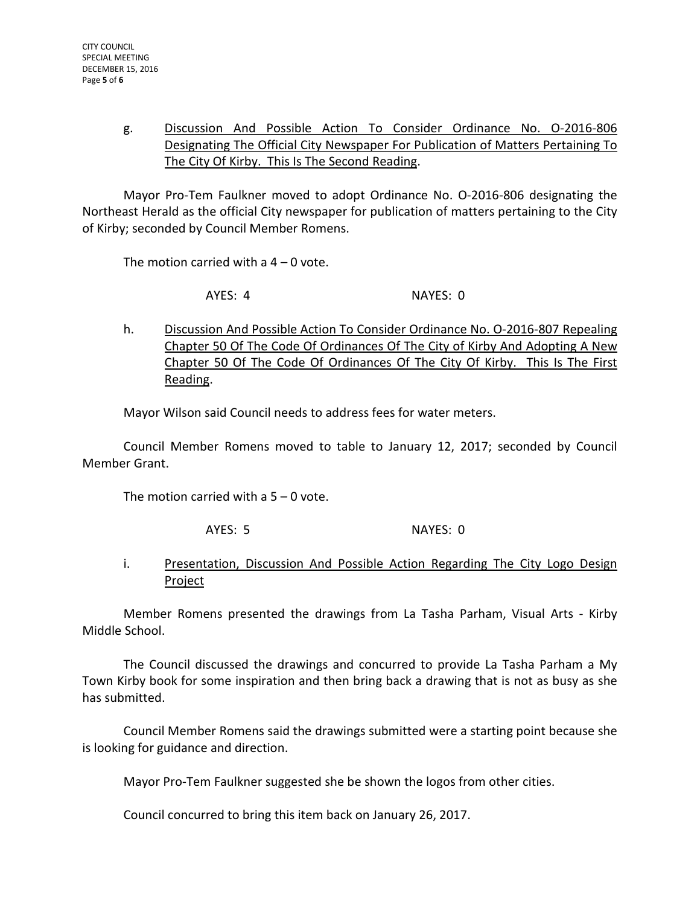g. <u>Discussion And Possible Action To Consider Ordinance No. O-2016-806 Designating The Official City Newspaper For Publication of Matters Pertaining To The City Of Kirby. This Is The Second Reading</u>.

Mayor Pro-Tem Faulkner moved to adopt Ordinance No. O-2016-806 designating the Northeast Herald as the official City newspaper for publication of matters pertaining to the City of Kirby; seconded by Council Member Romens.

The motion carried with a 4 – 0 vote.

AYES: 4 NAYES: 0

h. <u>Discussion And Possible Action To Consider Ordinance No. O-2016-807 Repealing Chapter 50 Of The Code Of Ordinances Of The City of Kirby And Adopting A New Chapter 50 Of The Code Of Ordinances Of The City Of Kirby. This Is The First Reading</u>.

Mayor Wilson said Council needs to address fees for water meters.

Council Member Romens moved to table to January 12, 2017; seconded by Council Member Grant.

The motion carried with a 5 – 0 vote.

AYES: 5 NAYES: 0

i. <u>Presentation, Discussion And Possible Action Regarding The City Logo Design Project</u>

Member Romens presented the drawings from La Tasha Parham, Visual Arts - Kirby Middle School.

The Council discussed the drawings and concurred to provide La Tasha Parham a My Town Kirby book for some inspiration and then bring back a drawing that is not as busy as she has submitted.

Council Member Romens said the drawings submitted were a starting point because she is looking for guidance and direction.

Mayor Pro-Tem Faulkner suggested she be shown the logos from other cities.

Council concurred to bring this item back on January 26, 2017.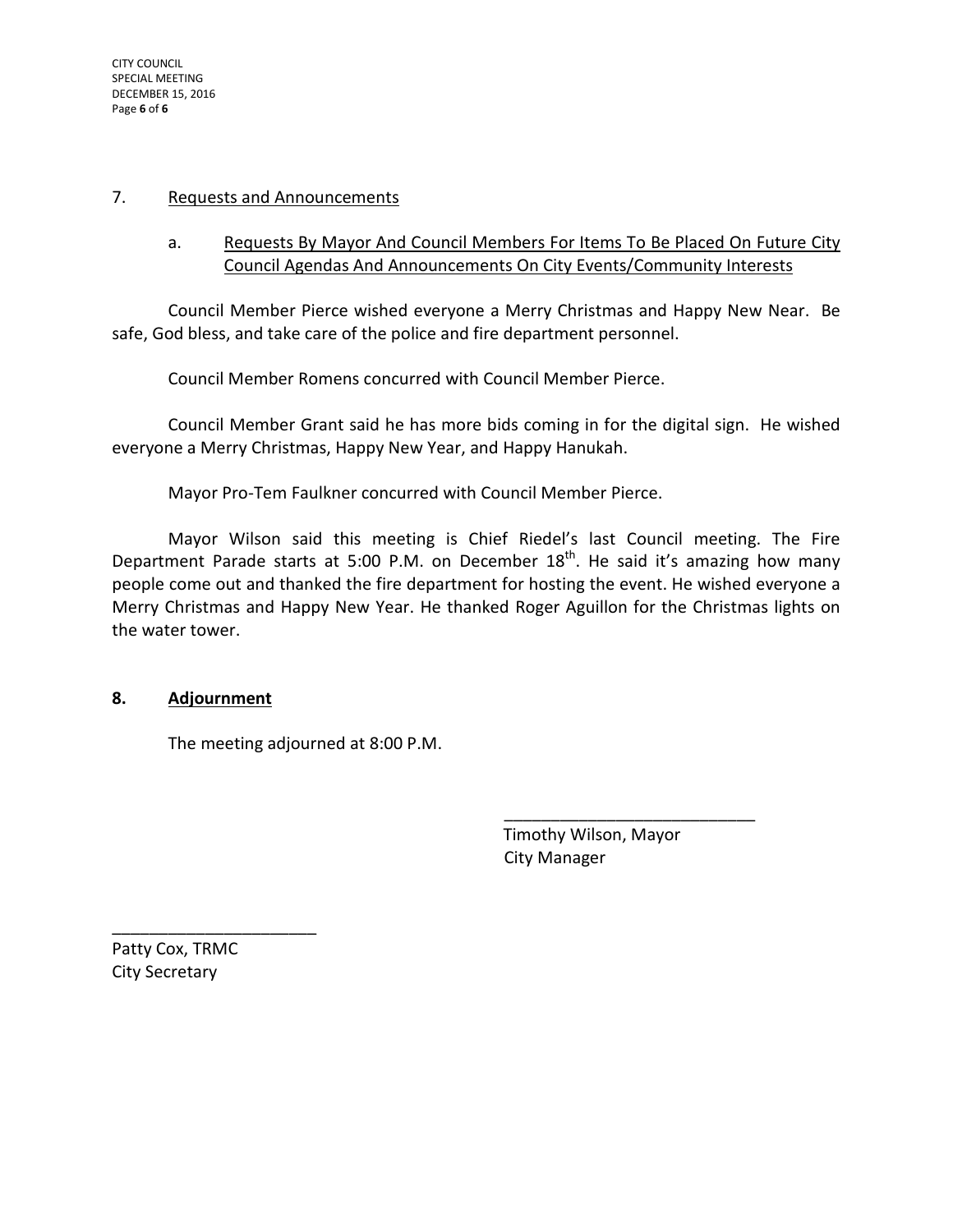7. Requests and Announcements

a. Requests By Mayor And Council Members For Items To Be Placed On Future City Council Agendas And Announcements On City Events/Community Interests

Council Member Pierce wished everyone a Merry Christmas and Happy New Near. Be safe, God bless, and take care of the police and fire department personnel.

Council Member Romens concurred with Council Member Pierce.

Council Member Grant said he has more bids coming in for the digital sign. He wished everyone a Merry Christmas, Happy New Year, and Happy Hanukah.

Mayor Pro-Tem Faulkner concurred with Council Member Pierce.

Mayor Wilson said this meeting is Chief Riedel's last Council meeting. The Fire Department Parade starts at 5:00 P.M. on December 18th. He said it's amazing how many people come out and thanked the fire department for hosting the event. He wished everyone a Merry Christmas and Happy New Year. He thanked Roger Aguillon for the Christmas lights on the water tower.

**8. Adjournment**

The meeting adjourned at 8:00 P.M.

\_\_\_\_\_\_\_\_\_\_\_\_\_\_\_\_\_\_\_\_\_\_\_\_\_\_\_\_

Timothy Wilson, Mayor
City Manager

\_\_\_\_\_\_\_\_\_\_\_\_\_\_\_\_\_\_\_\_\_\_\_\_

Patty Cox, TRMC
City Secretary